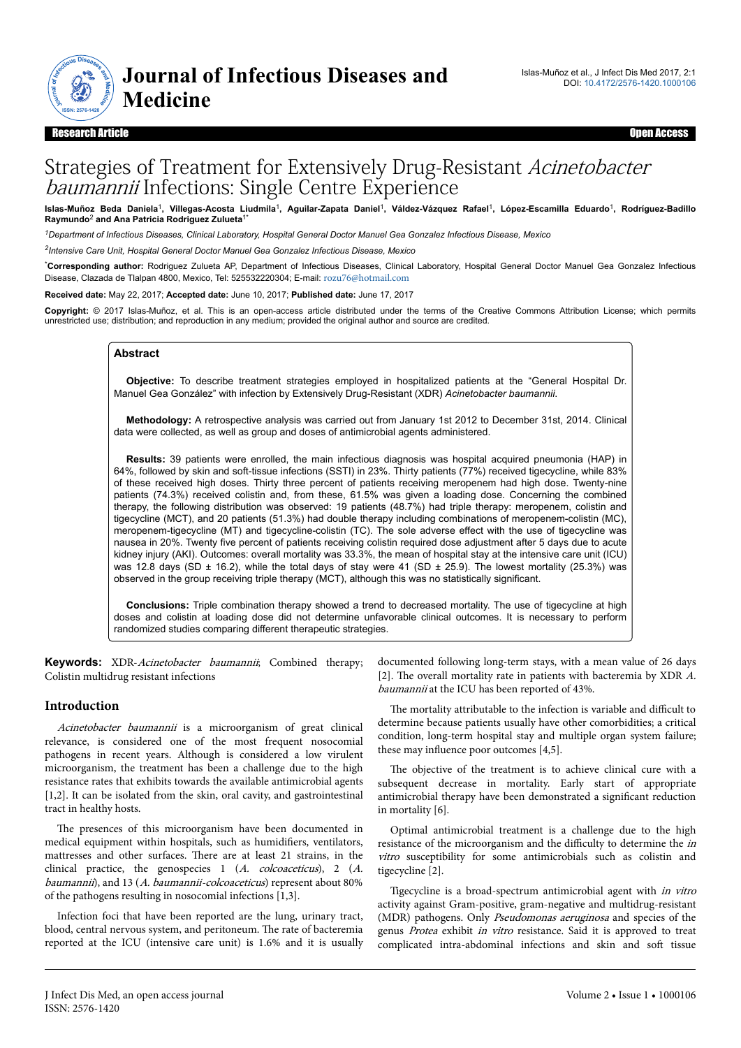# Journal of Infectious Diseases and Medicine

**Research Article** **Open Access**

# Strategies of Treatment for Extensively Drug-Resistant *Acinetobacter baumannii* Infections: Single Centre Experience

**Islas-Muñoz Beda Daniela**[1], **Villegas-Acosta Liudmila**[1], **Aguilar-Zapata Daniel**[1], **Váldez-Vázquez Rafael**[1], **López-Escamilla Eduardo**[1], **Rodríguez-Badillo Raymundo**[2] **and Ana Patricia Rodriguez Zulueta**[1*]

[1]*Department of Infectious Diseases, Clinical Laboratory, Hospital General Doctor Manuel Gea Gonzalez Infectious Disease, Mexico*

[2]*Intensive Care Unit, Hospital General Doctor Manuel Gea Gonzalez Infectious Disease, Mexico*

[*]**Corresponding author:** Rodriguez Zulueta AP, Department of Infectious Diseases, Clinical Laboratory, Hospital General Doctor Manuel Gea Gonzalez Infectious Disease, Clazada de Tlalpan 4800, Mexico, Tel: 525532220304; E-mail: rozu76@hotmail.com

**Received date:** May 22, 2017; **Accepted date:** June 10, 2017; **Published date:** June 17, 2017

**Copyright:** © 2017 Islas-Muñoz, et al. This is an open-access article distributed under the terms of the Creative Commons Attribution License; which permits unrestricted use; distribution; and reproduction in any medium; provided the original author and source are credited.

## Abstract

**Objective:** To describe treatment strategies employed in hospitalized patients at the "General Hospital Dr. Manuel Gea González" with infection by Extensively Drug-Resistant (XDR) *Acinetobacter baumannii*.

**Methodology:** A retrospective analysis was carried out from January 1st 2012 to December 31st, 2014. Clinical data were collected, as well as group and doses of antimicrobial agents administered.

**Results:** 39 patients were enrolled, the main infectious diagnosis was hospital acquired pneumonia (HAP) in 64%, followed by skin and soft-tissue infections (SSTI) in 23%. Thirty patients (77%) received tigecycline, while 83% of these received high doses. Thirty three percent of patients receiving meropenem had high dose. Twenty-nine patients (74.3%) received colistin and, from these, 61.5% was given a loading dose. Concerning the combined therapy, the following distribution was observed: 19 patients (48.7%) had triple therapy: meropenem, colistin and tigecycline (MCT), and 20 patients (51.3%) had double therapy including combinations of meropenem-colistin (MC), meropenem-tigecycline (MT) and tigecycline-colistin (TC). The sole adverse effect with the use of tigecycline was nausea in 20%. Twenty five percent of patients receiving colistin required dose adjustment after 5 days due to acute kidney injury (AKI). Outcomes: overall mortality was 33.3%, the mean of hospital stay at the intensive care unit (ICU) was 12.8 days (SD ± 16.2), while the total days of stay were 41 (SD ± 25.9). The lowest mortality (25.3%) was observed in the group receiving triple therapy (MCT), although this was no statistically significant.

**Conclusions:** Triple combination therapy showed a trend to decreased mortality. The use of tigecycline at high doses and colistin at loading dose did not determine unfavorable clinical outcomes. It is necessary to perform randomized studies comparing different therapeutic strategies.

**Keywords:** XDR-*Acinetobacter baumannii*; Combined therapy; Colistin multidrug resistant infections

## Introduction

*Acinetobacter baumannii* is a microorganism of great clinical relevance, is considered one of the most frequent nosocomial pathogens in recent years. Although is considered a low virulent microorganism, the treatment has been a challenge due to the high resistance rates that exhibits towards the available antimicrobial agents [1,2]. It can be isolated from the skin, oral cavity, and gastrointestinal tract in healthy hosts.

The presences of this microorganism have been documented in medical equipment within hospitals, such as humidifiers, ventilators, mattresses and other surfaces. There are at least 21 strains, in the clinical practice, the genospecies 1 (*A. colcoaceticus*), 2 (*A. baumannii*), and 13 (*A. baumannii-colcoaceticus*) represent about 80% of the pathogens resulting in nosocomial infections [1,3].

Infection foci that have been reported are the lung, urinary tract, blood, central nervous system, and peritoneum. The rate of bacteremia reported at the ICU (intensive care unit) is 1.6% and it is usually documented following long-term stays, with a mean value of 26 days [2]. The overall mortality rate in patients with bacteremia by XDR *A. baumannii* at the ICU has been reported of 43%.

The mortality attributable to the infection is variable and difficult to determine because patients usually have other comorbidities; a critical condition, long-term hospital stay and multiple organ system failure; these may influence poor outcomes [4,5].

The objective of the treatment is to achieve clinical cure with a subsequent decrease in mortality. Early start of appropriate antimicrobial therapy have been demonstrated a significant reduction in mortality [6].

Optimal antimicrobial treatment is a challenge due to the high resistance of the microorganism and the difficulty to determine the *in vitro* susceptibility for some antimicrobials such as colistin and tigecycline [2].

Tigecycline is a broad-spectrum antimicrobial agent with *in vitro* activity against Gram-positive, gram-negative and multidrug-resistant (MDR) pathogens. Only *Pseudomonas aeruginosa* and species of the genus *Protea* exhibit *in vitro* resistance. Said it is approved to treat complicated intra-abdominal infections and skin and soft tissue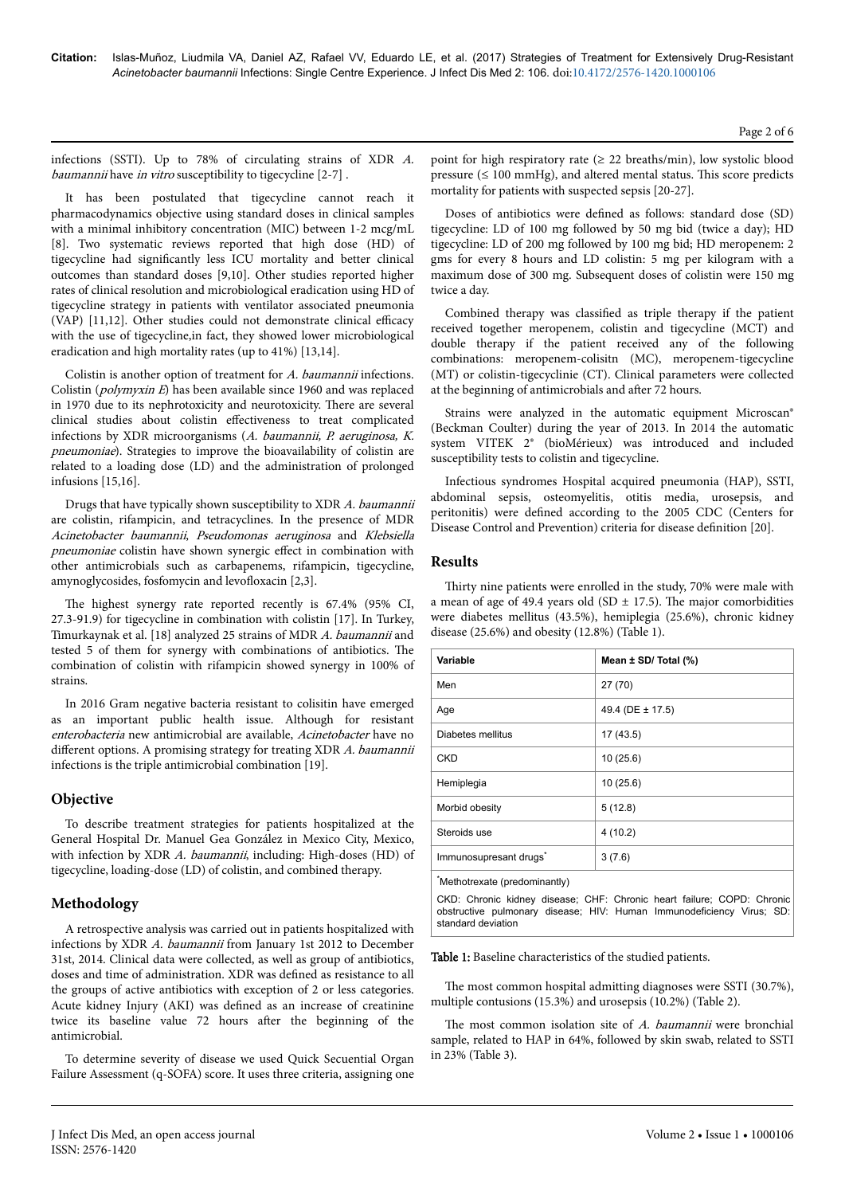infections (SSTI). Up to 78% of circulating strains of XDR *A. baumannii* have *in vitro* susceptibility to tigecycline [2-7] .

It has been postulated that tigecycline cannot reach it pharmacodynamics objective using standard doses in clinical samples with a minimal inhibitory concentration (MIC) between 1-2 mcg/mL [8]. Two systematic reviews reported that high dose (HD) of tigecycline had significantly less ICU mortality and better clinical outcomes than standard doses [9,10]. Other studies reported higher rates of clinical resolution and microbiological eradication using HD of tigecycline strategy in patients with ventilator associated pneumonia (VAP) [11,12]. Other studies could not demonstrate clinical efficacy with the use of tigecycline,in fact, they showed lower microbiological eradication and high mortality rates (up to 41%) [13,14].

Colistin is another option of treatment for *A. baumannii* infections. Colistin (*polymyxin E*) has been available since 1960 and was replaced in 1970 due to its nephrotoxicity and neurotoxicity. There are several clinical studies about colistin effectiveness to treat complicated infections by XDR microorganisms (*A. baumannii, P. aeruginosa, K. pneumoniae*). Strategies to improve the bioavailability of colistin are related to a loading dose (LD) and the administration of prolonged infusions [15,16].

Drugs that have typically shown susceptibility to XDR *A. baumannii* are colistin, rifampicin, and tetracyclines. In the presence of MDR *Acinetobacter baumannii*, *Pseudomonas aeruginosa* and *Klebsiella pneumoniae* colistin have shown synergic effect in combination with other antimicrobials such as carbapenems, rifampicin, tigecycline, amynoglycosides, fosfomycin and levofloxacin [2,3].

The highest synergy rate reported recently is 67.4% (95% CI, 27.3-91.9) for tigecycline in combination with colistin [17]. In Turkey, Timurkaynak et al. [18] analyzed 25 strains of MDR *A. baumannii* and tested 5 of them for synergy with combinations of antibiotics. The combination of colistin with rifampicin showed synergy in 100% of strains.

In 2016 Gram negative bacteria resistant to colisitin have emerged as an important public health issue. Although for resistant *enterobacteria* new antimicrobial are available, *Acinetobacter* have no different options. A promising strategy for treating XDR *A. baumannii* infections is the triple antimicrobial combination [19].

## Objective

To describe treatment strategies for patients hospitalized at the General Hospital Dr. Manuel Gea González in Mexico City, Mexico, with infection by XDR *A. baumannii*, including: High-doses (HD) of tigecycline, loading-dose (LD) of colistin, and combined therapy.

## Methodology

A retrospective analysis was carried out in patients hospitalized with infections by XDR *A. baumannii* from January 1st 2012 to December 31st, 2014. Clinical data were collected, as well as group of antibiotics, doses and time of administration. XDR was defined as resistance to all the groups of active antibiotics with exception of 2 or less categories. Acute kidney Injury (AKI) was defined as an increase of creatinine twice its baseline value 72 hours after the beginning of the antimicrobial.

To determine severity of disease we used Quick Secuential Organ Failure Assessment (q-SOFA) score. It uses three criteria, assigning one point for high respiratory rate (≥ 22 breaths/min), low systolic blood pressure (≤ 100 mmHg), and altered mental status. This score predicts mortality for patients with suspected sepsis [20-27].

Doses of antibiotics were defined as follows: standard dose (SD) tigecycline: LD of 100 mg followed by 50 mg bid (twice a day); HD tigecycline: LD of 200 mg followed by 100 mg bid; HD meropenem: 2 gms for every 8 hours and LD colistin: 5 mg per kilogram with a maximum dose of 300 mg. Subsequent doses of colistin were 150 mg twice a day.

Combined therapy was classified as triple therapy if the patient received together meropenem, colistin and tigecycline (MCT) and double therapy if the patient received any of the following combinations: meropenem-colisitn (MC), meropenem-tigecycline (MT) or colistin-tigecyclinie (CT). Clinical parameters were collected at the beginning of antimicrobials and after 72 hours.

Strains were analyzed in the automatic equipment Microscan® (Beckman Coulter) during the year of 2013. In 2014 the automatic system VITEK 2® (bioMérieux) was introduced and included susceptibility tests to colistin and tigecycline.

Infectious syndromes Hospital acquired pneumonia (HAP), SSTI, abdominal sepsis, osteomyelitis, otitis media, urosepsis, and peritonitis) were defined according to the 2005 CDC (Centers for Disease Control and Prevention) criteria for disease definition [20].

## Results

Thirty nine patients were enrolled in the study, 70% were male with a mean of age of 49.4 years old (SD ± 17.5). The major comorbidities were diabetes mellitus (43.5%), hemiplegia (25.6%), chronic kidney disease (25.6%) and obesity (12.8%) (Table 1).

| Variable | Mean ± SD/ Total (%) |
|---|---|
| Men | 27 (70) |
| Age | 49.4 (DE ± 17.5) |
| Diabetes mellitus | 17 (43.5) |
| CKD | 10 (25.6) |
| Hemiplegia | 10 (25.6) |
| Morbid obesity | 5 (12.8) |
| Steroids use | 4 (10.2) |
| Immunosupresant drugs* | 3 (7.6) |

*Methotrexate (predominantly)

CKD: Chronic kidney disease; CHF: Chronic heart failure; COPD: Chronic obstructive pulmonary disease; HIV: Human Immunodeficiency Virus; SD: standard deviation

**Table 1:** Baseline characteristics of the studied patients.

The most common hospital admitting diagnoses were SSTI (30.7%), multiple contusions (15.3%) and urosepsis (10.2%) (Table 2).

The most common isolation site of *A. baumannii* were bronchial sample, related to HAP in 64%, followed by skin swab, related to SSTI in 23% (Table 3).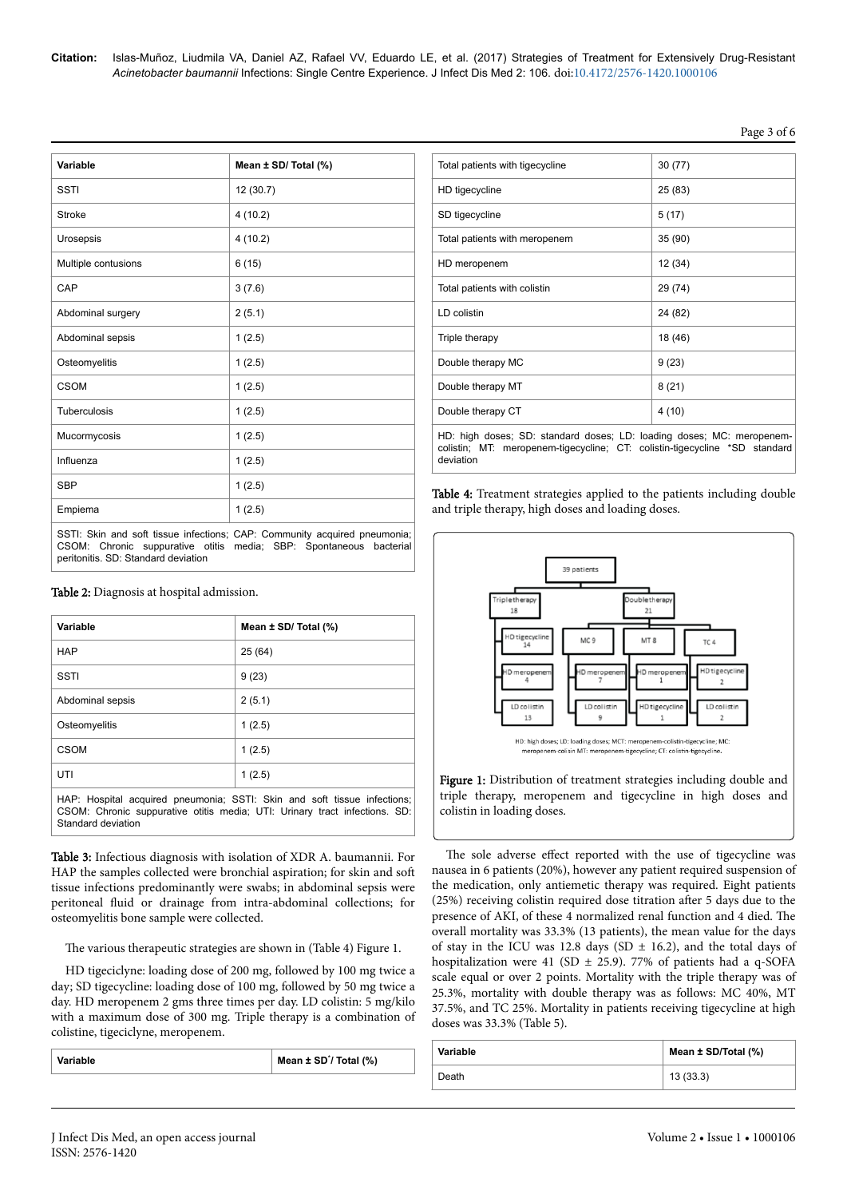| Variable | Mean ± SD/ Total (%) |
|---|---|
| SSTI | 12 (30.7) |
| Stroke | 4 (10.2) |
| Urosepsis | 4 (10.2) |
| Multiple contusions | 6 (15) |
| CAP | 3 (7.6) |
| Abdominal surgery | 2 (5.1) |
| Abdominal sepsis | 1 (2.5) |
| Osteomyelitis | 1 (2.5) |
| CSOM | 1 (2.5) |
| Tuberculosis | 1 (2.5) |
| Mucormycosis | 1 (2.5) |
| Influenza | 1 (2.5) |
| SBP | 1 (2.5) |
| Empiema | 1 (2.5) |

SSTI: Skin and soft tissue infections; CAP: Community acquired pneumonia; CSOM: Chronic suppurative otitis media; SBP: Spontaneous bacterial peritonitis. SD: Standard deviation

**Table 2:** Diagnosis at hospital admission.

| Variable | Mean ± SD/ Total (%) |
|---|---|
| HAP | 25 (64) |
| SSTI | 9 (23) |
| Abdominal sepsis | 2 (5.1) |
| Osteomyelitis | 1 (2.5) |
| CSOM | 1 (2.5) |
| UTI | 1 (2.5) |

HAP: Hospital acquired pneumonia; SSTI: Skin and soft tissue infections; CSOM: Chronic suppurative otitis media; UTI: Urinary tract infections. SD: Standard deviation

**Table 3:** Infectious diagnosis with isolation of XDR A. baumannii. For HAP the samples collected were bronchial aspiration; for skin and soft tissue infections predominantly were swabs; in abdominal sepsis were peritoneal fluid or drainage from intra-abdominal collections; for osteomyelitis bone sample were collected.

The various therapeutic strategies are shown in (Table 4) Figure 1.

HD tigeciclyne: loading dose of 200 mg, followed by 100 mg twice a day; SD tigecycline: loading dose of 100 mg, followed by 50 mg twice a day. HD meropenem 2 gms three times per day. LD colistin: 5 mg/kilo with a maximum dose of 300 mg. Triple therapy is a combination of colistine, tigeciclyne, meropenem.

| Variable | Mean ± SD* / Total (%) |
|---|---|
| Total patients with tigecycline | 30 (77) |
| HD tigecycline | 25 (83) |
| SD tigecycline | 5 (17) |
| Total patients with meropenem | 35 (90) |
| HD meropenem | 12 (34) |
| Total patients with colistin | 29 (74) |
| LD colistin | 24 (82) |
| Triple therapy | 18 (46) |
| Double therapy MC | 9 (23) |
| Double therapy MT | 8 (21) |
| Double therapy CT | 4 (10) |

HD: high doses; SD: standard doses; LD: loading doses; MC: meropenem-colistin; MT: meropenem-tigecycline; CT: colistin-tigecycline *SD standard deviation

**Table 4:** Treatment strategies applied to the patients including double and triple therapy, high doses and loading doses.

**Figure 1:** Distribution of treatment strategies including double and triple therapy, meropenem and tigecycline in high doses and colistin in loading doses.

The sole adverse effect reported with the use of tigecycline was nausea in 6 patients (20%), however any patient required suspension of the medication, only antiemetic therapy was required. Eight patients (25%) receiving colistin required dose titration after 5 days due to the presence of AKI, of these 4 normalized renal function and 4 died. The overall mortality was 33.3% (13 patients), the mean value for the days of stay in the ICU was 12.8 days (SD ± 16.2), and the total days of hospitalization were 41 (SD ± 25.9). 77% of patients had a q-SOFA scale equal or over 2 points. Mortality with the triple therapy was of 25.3%, mortality with double therapy was as follows: MC 40%, MT 37.5%, and TC 25%. Mortality in patients receiving tigecycline at high doses was 33.3% (Table 5).

| Variable | Mean ± SD/Total (%) |
|---|---|
| Death | 13 (33.3) |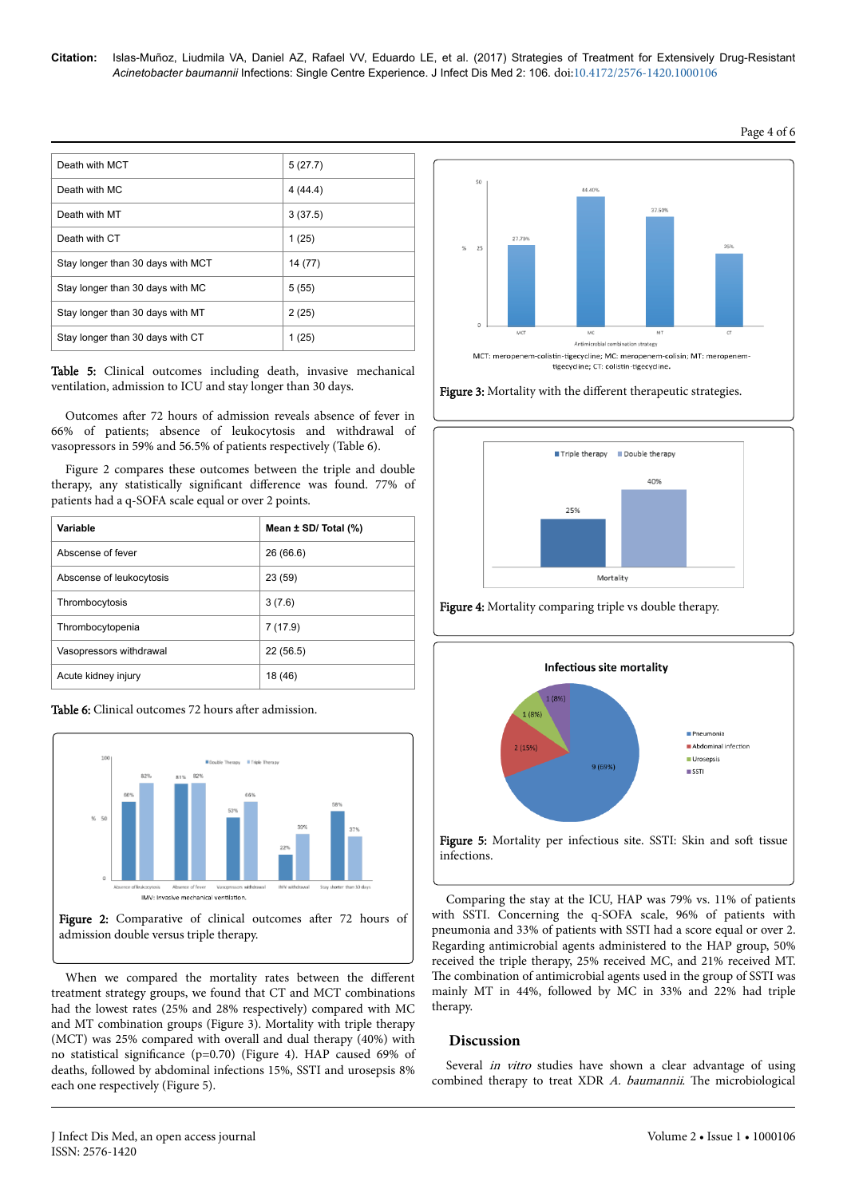| | |
|---|---|
| Death with MCT | 5 (27.7) |
| Death with MC | 4 (44.4) |
| Death with MT | 3 (37.5) |
| Death with CT | 1 (25) |
| Stay longer than 30 days with MCT | 14 (77) |
| Stay longer than 30 days with MC | 5 (55) |
| Stay longer than 30 days with MT | 2 (25) |
| Stay longer than 30 days with CT | 1 (25) |

**Table 5:** Clinical outcomes including death, invasive mechanical ventilation, admission to ICU and stay longer than 30 days.

Outcomes after 72 hours of admission reveals absence of fever in 66% of patients; absence of leukocytosis and withdrawal of vasopressors in 59% and 56.5% of patients respectively (Table 6).

Figure 2 compares these outcomes between the triple and double therapy, any statistically significant difference was found. 77% of patients had a q-SOFA scale equal or over 2 points.

| Variable | Mean ± SD/ Total (%) |
|---|---|
| Abscense of fever | 26 (66.6) |
| Abscense of leukocytosis | 23 (59) |
| Thrombocytosis | 3 (7.6) |
| Thrombocytopenia | 7 (17.9) |
| Vasopressors withdrawal | 22 (56.5) |
| Acute kidney injury | 18 (46) |

**Table 6:** Clinical outcomes 72 hours after admission.

**Figure 2:** Comparative of clinical outcomes after 72 hours of admission double versus triple therapy.

When we compared the mortality rates between the different treatment strategy groups, we found that CT and MCT combinations had the lowest rates (25% and 28% respectively) compared with MC and MT combination groups (Figure 3). Mortality with triple therapy (MCT) was 25% compared with overall and dual therapy (40%) with no statistical significance (p=0.70) (Figure 4). HAP caused 69% of deaths, followed by abdominal infections 15%, SSTI and urosepsis 8% each one respectively (Figure 5).

**Figure 3:** Mortality with the different therapeutic strategies.

**Figure 4:** Mortality comparing triple vs double therapy.

**Figure 5:** Mortality per infectious site. SSTI: Skin and soft tissue infections.

Comparing the stay at the ICU, HAP was 79% vs. 11% of patients with SSTI. Concerning the q-SOFA scale, 96% of patients with pneumonia and 33% of patients with SSTI had a score equal or over 2. Regarding antimicrobial agents administered to the HAP group, 50% received the triple therapy, 25% received MC, and 21% received MT. The combination of antimicrobial agents used in the group of SSTI was mainly MT in 44%, followed by MC in 33% and 22% had triple therapy.

## Discussion

Several *in vitro* studies have shown a clear advantage of using combined therapy to treat XDR *A. baumannii*. The microbiological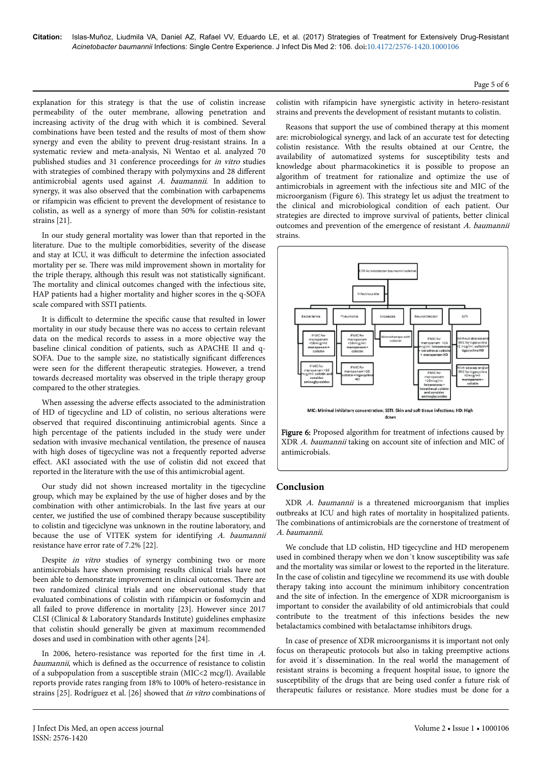explanation for this strategy is that the use of colistin increase permeability of the outer membrane, allowing penetration and increasing activity of the drug with which it is combined. Several combinations have been tested and the results of most of them show synergy and even the ability to prevent drug-resistant strains. In a systematic review and meta-analysis, Ni Wentao et al. analyzed 70 published studies and 31 conference proceedings for *in vitro* studies with strategies of combined therapy with polymyxins and 28 different antimicrobial agents used against *A. baumannii*. In addition to synergy, it was also observed that the combination with carbapenems or rifampicin was efficient to prevent the development of resistance to colistin, as well as a synergy of more than 50% for colistin-resistant strains [21].

In our study general mortality was lower than that reported in the literature. Due to the multiple comorbidities, severity of the disease and stay at ICU, it was difficult to determine the infection associated mortality per se. There was mild improvement shown in mortality for the triple therapy, although this result was not statistically significant. The mortality and clinical outcomes changed with the infectious site, HAP patients had a higher mortality and higher scores in the q-SOFA scale compared with SSTI patients.

It is difficult to determine the specific cause that resulted in lower mortality in our study because there was no access to certain relevant data on the medical records to assess in a more objective way the baseline clinical condition of patients, such as APACHE II and q-SOFA. Due to the sample size, no statistically significant differences were seen for the different therapeutic strategies. However, a trend towards decreased mortality was observed in the triple therapy group compared to the other strategies.

When assessing the adverse effects associated to the administration of HD of tigecycline and LD of colistin, no serious alterations were observed that required discontinuing antimicrobial agents. Since a high percentage of the patients included in the study were under sedation with invasive mechanical ventilation, the presence of nausea with high doses of tigecycline was not a frequently reported adverse effect. AKI associated with the use of colistin did not exceed that reported in the literature with the use of this antimicrobial agent.

Our study did not shown increased mortality in the tigecycline group, which may be explained by the use of higher doses and by the combination with other antimicrobials. In the last five years at our center, we justified the use of combined therapy because susceptibility to colistin and tigeciclyne was unknown in the routine laboratory, and because the use of VITEK system for identifying *A. baumannii* resistance have error rate of 7.2% [22].

Despite *in vitro* studies of synergy combining two or more antimicrobials have shown promising results clinical trials have not been able to demonstrate improvement in clinical outcomes. There are two randomized clinical trials and one observational study that evaluated combinations of colistin with rifampicin or fosfomycin and all failed to prove difference in mortality [23]. However since 2017 CLSI (Clinical & Laboratory Standards Institute) guidelines emphasize that colistin should generally be given at maximum recommended doses and used in combination with other agents [24].

In 2006, hetero-resistance was reported for the first time in *A. baumannii*, which is defined as the occurrence of resistance to colistin of a subpopulation from a susceptible strain (MIC<2 mcg/l). Available reports provide rates ranging from 18% to 100% of hetero-resistance in strains [25]. Rodríguez et al. [26] showed that *in vitro* combinations of colistin with rifampicin have synergistic activity in hetero-resistant strains and prevents the development of resistant mutants to colistin.

Reasons that support the use of combined therapy at this moment are: microbiological synergy, and lack of an accurate test for detecting colistin resistance. With the results obtained at our Centre, the availability of automatized systems for susceptibility tests and knowledge about pharmacokinetics it is possible to propose an algorithm of treatment for rationalize and optimize the use of antimicrobials in agreement with the infectious site and MIC of the microorganism (Figure 6). This strategy let us adjust the treatment to the clinical and microbiological condition of each patient. Our strategies are directed to improve survival of patients, better clinical outcomes and prevention of the emergence of resistant *A. baumannii* strains.

MIC: Minimal inhibitory concentration; SSTI: Skin and soft tissue infections; HD: High doses

**Figure 6:** Proposed algorithm for treatment of infections caused by XDR *A. baumannii* taking on account site of infection and MIC of antimicrobials.

## Conclusion

XDR *A. baumannii* is a threatened microorganism that implies outbreaks at ICU and high rates of mortality in hospitalized patients. The combinations of antimicrobials are the cornerstone of treatment of *A. baumannii*.

We conclude that LD colistin, HD tigecycline and HD meropenem used in combined therapy when we don´t know susceptibility was safe and the mortality was similar or lowest to the reported in the literature. In the case of colistin and tigecyline we recommend its use with double therapy taking into account the minimum inhibitory concentration and the site of infection. In the emergence of XDR microorganism is important to consider the availability of old antimicrobials that could contribute to the treatment of this infections besides the new betalactamics combined with betalactamse inhibitors drugs.

In case of presence of XDR microorganisms it is important not only focus on therapeutic protocols but also in taking preemptive actions for avoid it´s dissemination. In the real world the management of resistant strains is becoming a frequent hospital issue, to ignore the susceptibility of the drugs that are being used confer a future risk of therapeutic failures or resistance. More studies must be done for a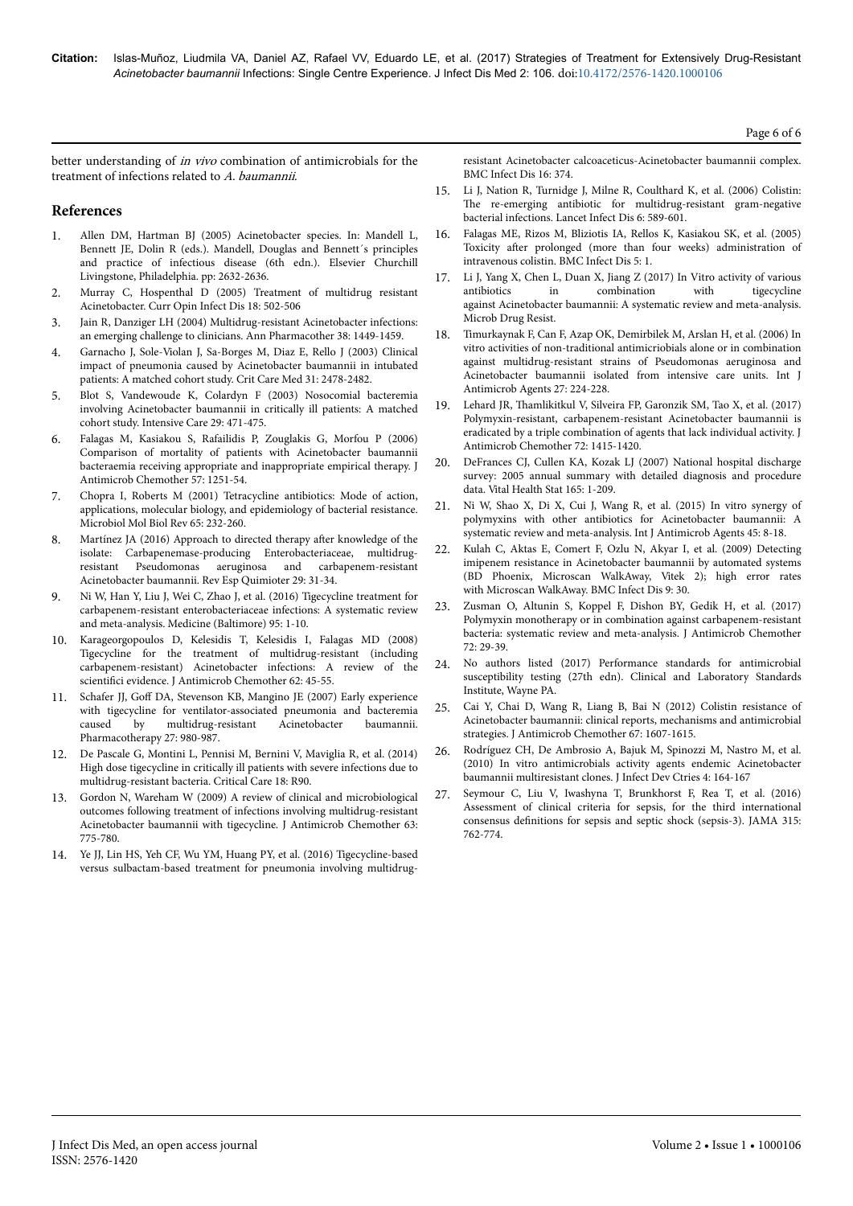better understanding of *in vivo* combination of antimicrobials for the treatment of infections related to *A. baumannii*.

## References

1. Allen DM, Hartman BJ (2005) Acinetobacter species. In: Mandell L, Bennett JE, Dolin R (eds.). Mandell, Douglas and Bennett´s principles and practice of infectious disease (6th edn.). Elsevier Churchill Livingstone, Philadelphia. pp: 2632-2636.
2. Murray C, Hospenthal D (2005) Treatment of multidrug resistant Acinetobacter. Curr Opin Infect Dis 18: 502-506
3. Jain R, Danziger LH (2004) Multidrug-resistant Acinetobacter infections: an emerging challenge to clinicians. Ann Pharmacother 38: 1449-1459.
4. Garnacho J, Sole-Violan J, Sa-Borges M, Diaz E, Rello J (2003) Clinical impact of pneumonia caused by Acinetobacter baumannii in intubated patients: A matched cohort study. Crit Care Med 31: 2478-2482.
5. Blot S, Vandewoude K, Colardyn F (2003) Nosocomial bacteremia involving Acinetobacter baumannii in critically ill patients: A matched cohort study. Intensive Care 29: 471-475.
6. Falagas M, Kasiakou S, Rafailidis P, Zouglakis G, Morfou P (2006) Comparison of mortality of patients with Acinetobacter baumannii bacteraemia receiving appropriate and inappropriate empirical therapy. J Antimicrob Chemother 57: 1251-54.
7. Chopra I, Roberts M (2001) Tetracycline antibiotics: Mode of action, applications, molecular biology, and epidemiology of bacterial resistance. Microbiol Mol Biol Rev 65: 232-260.
8. Martínez JA (2016) Approach to directed therapy after knowledge of the isolate: Carbapenemase-producing Enterobacteriaceae, multidrug-resistant Pseudomonas aeruginosa and carbapenem-resistant Acinetobacter baumannii. Rev Esp Quimioter 29: 31-34.
9. Ni W, Han Y, Liu J, Wei C, Zhao J, et al. (2016) Tigecycline treatment for carbapenem-resistant enterobacteriaceae infections: A systematic review and meta-analysis. Medicine (Baltimore) 95: 1-10.
10. Karageorgopoulos D, Kelesidis T, Kelesidis I, Falagas MD (2008) Tigecycline for the treatment of multidrug-resistant (including carbapenem-resistant) Acinetobacter infections: A review of the scientifici evidence. J Antimicrob Chemother 62: 45-55.
11. Schafer JJ, Goff DA, Stevenson KB, Mangino JE (2007) Early experience with tigecycline for ventilator-associated pneumonia and bacteremia caused by multidrug-resistant Acinetobacter baumannii. Pharmacotherapy 27: 980-987.
12. De Pascale G, Montini L, Pennisi M, Bernini V, Maviglia R, et al. (2014) High dose tigecycline in critically ill patients with severe infections due to multidrug-resistant bacteria. Critical Care 18: R90.
13. Gordon N, Wareham W (2009) A review of clinical and microbiological outcomes following treatment of infections involving multidrug-resistant Acinetobacter baumannii with tigecycline. J Antimicrob Chemother 63: 775-780.
14. Ye JJ, Lin HS, Yeh CF, Wu YM, Huang PY, et al. (2016) Tigecycline-based versus sulbactam-based treatment for pneumonia involving multidrug-resistant Acinetobacter calcoaceticus-Acinetobacter baumannii complex. BMC Infect Dis 16: 374.
15. Li J, Nation R, Turnidge J, Milne R, Coulthard K, et al. (2006) Colistin: The re-emerging antibiotic for multidrug-resistant gram-negative bacterial infections. Lancet Infect Dis 6: 589-601.
16. Falagas ME, Rizos M, Bliziotis IA, Rellos K, Kasiakou SK, et al. (2005) Toxicity after prolonged (more than four weeks) administration of intravenous colistin. BMC Infect Dis 5: 1.
17. Li J, Yang X, Chen L, Duan X, Jiang Z (2017) In Vitro activity of various antibiotics in combination with tigecycline against Acinetobacter baumannii: A systematic review and meta-analysis. Microb Drug Resist.
18. Timurkaynak F, Can F, Azap OK, Demirbilek M, Arslan H, et al. (2006) In vitro activities of non-traditional antimicriobials alone or in combination against multidrug-resistant strains of Pseudomonas aeruginosa and Acinetobacter baumannii isolated from intensive care units. Int J Antimicrob Agents 27: 224-228.
19. Lehard JR, Thamlikitkul V, Silveira FP, Garonzik SM, Tao X, et al. (2017) Polymyxin-resistant, carbapenem-resistant Acinetobacter baumannii is eradicated by a triple combination of agents that lack individual activity. J Antimicrob Chemother 72: 1415-1420.
20. DeFrances CJ, Cullen KA, Kozak LJ (2007) National hospital discharge survey: 2005 annual summary with detailed diagnosis and procedure data. Vital Health Stat 165: 1-209.
21. Ni W, Shao X, Di X, Cui J, Wang R, et al. (2015) In vitro synergy of polymyxins with other antibiotics for Acinetobacter baumannii: A systematic review and meta-analysis. Int J Antimicrob Agents 45: 8-18.
22. Kulah C, Aktas E, Comert F, Ozlu N, Akyar I, et al. (2009) Detecting imipenem resistance in Acinetobacter baumannii by automated systems (BD Phoenix, Microscan WalkAway, Vitek 2); high error rates with Microscan WalkAway. BMC Infect Dis 9: 30.
23. Zusman O, Altunin S, Koppel F, Dishon BY, Gedik H, et al. (2017) Polymyxin monotherapy or in combination against carbapenem-resistant bacteria: systematic review and meta-analysis. J Antimicrob Chemother 72: 29-39.
24. No authors listed (2017) Performance standards for antimicrobial susceptibility testing (27th edn). Clinical and Laboratory Standards Institute, Wayne PA.
25. Cai Y, Chai D, Wang R, Liang B, Bai N (2012) Colistin resistance of Acinetobacter baumannii: clinical reports, mechanisms and antimicrobial strategies. J Antimicrob Chemother 67: 1607-1615.
26. Rodríguez CH, De Ambrosio A, Bajuk M, Spinozzi M, Nastro M, et al. (2010) In vitro antimicrobials activity agents endemic Acinetobacter baumannii multiresistant clones. J Infect Dev Ctries 4: 164-167
27. Seymour C, Liu V, Iwashyna T, Brunkhorst F, Rea T, et al. (2016) Assessment of clinical criteria for sepsis, for the third international consensus definitions for sepsis and septic shock (sepsis-3). JAMA 315: 762-774.